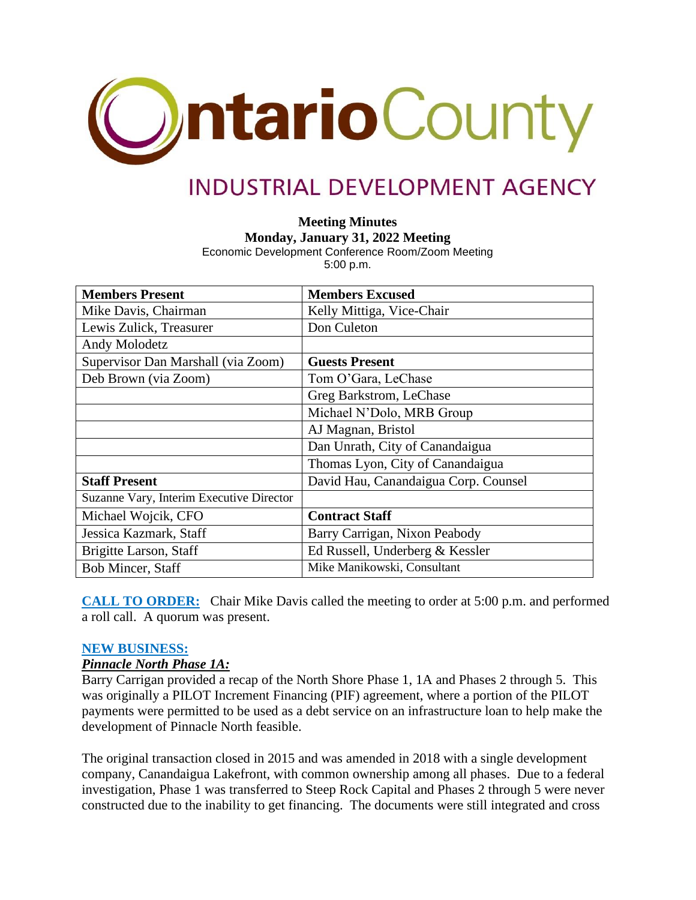# Ontario County

## INDUSTRIAL DEVELOPMENT AGENCY

**Meeting Minutes**
**Monday, January 31, 2022 Meeting**
Economic Development Conference Room/Zoom Meeting
5:00 p.m.

| **Members Present** | **Members Excused** |
|---|---|
| Mike Davis, Chairman | Kelly Mittiga, Vice-Chair |
| Lewis Zulick, Treasurer | Don Culeton |
| Andy Molodetz | |
| Supervisor Dan Marshall (via Zoom) | **Guests Present** |
| Deb Brown (via Zoom) | Tom O'Gara, LeChase |
| | Greg Barkstrom, LeChase |
| | Michael N'Dolo, MRB Group |
| | AJ Magnan, Bristol |
| | Dan Unrath, City of Canandaigua |
| | Thomas Lyon, City of Canandaigua |
| **Staff Present** | David Hau, Canandaigua Corp. Counsel |
| Suzanne Vary, Interim Executive Director | |
| Michael Wojcik, CFO | **Contract Staff** |
| Jessica Kazmark, Staff | Barry Carrigan, Nixon Peabody |
| Brigitte Larson, Staff | Ed Russell, Underberg & Kessler |
| Bob Mincer, Staff | Mike Manikowski, Consultant |

**CALL TO ORDER:** Chair Mike Davis called the meeting to order at 5:00 p.m. and performed a roll call. A quorum was present.

**NEW BUSINESS:**

***Pinnacle North Phase 1A:***

Barry Carrigan provided a recap of the North Shore Phase 1, 1A and Phases 2 through 5. This was originally a PILOT Increment Financing (PIF) agreement, where a portion of the PILOT payments were permitted to be used as a debt service on an infrastructure loan to help make the development of Pinnacle North feasible.

The original transaction closed in 2015 and was amended in 2018 with a single development company, Canandaigua Lakefront, with common ownership among all phases. Due to a federal investigation, Phase 1 was transferred to Steep Rock Capital and Phases 2 through 5 were never constructed due to the inability to get financing. The documents were still integrated and cross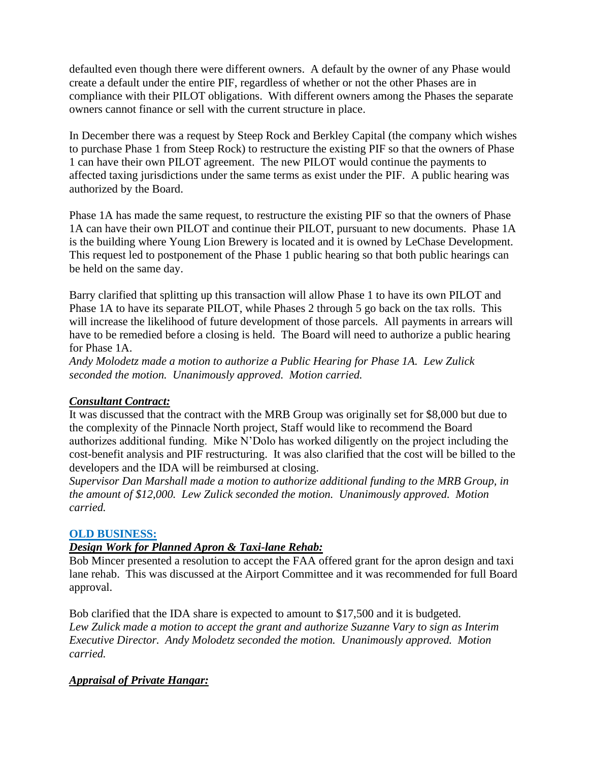defaulted even though there were different owners. A default by the owner of any Phase would create a default under the entire PIF, regardless of whether or not the other Phases are in compliance with their PILOT obligations. With different owners among the Phases the separate owners cannot finance or sell with the current structure in place.

In December there was a request by Steep Rock and Berkley Capital (the company which wishes to purchase Phase 1 from Steep Rock) to restructure the existing PIF so that the owners of Phase 1 can have their own PILOT agreement. The new PILOT would continue the payments to affected taxing jurisdictions under the same terms as exist under the PIF. A public hearing was authorized by the Board.

Phase 1A has made the same request, to restructure the existing PIF so that the owners of Phase 1A can have their own PILOT and continue their PILOT, pursuant to new documents. Phase 1A is the building where Young Lion Brewery is located and it is owned by LeChase Development. This request led to postponement of the Phase 1 public hearing so that both public hearings can be held on the same day.

Barry clarified that splitting up this transaction will allow Phase 1 to have its own PILOT and Phase 1A to have its separate PILOT, while Phases 2 through 5 go back on the tax rolls. This will increase the likelihood of future development of those parcels. All payments in arrears will have to be remedied before a closing is held. The Board will need to authorize a public hearing for Phase 1A.

*Andy Molodetz made a motion to authorize a Public Hearing for Phase 1A. Lew Zulick seconded the motion. Unanimously approved. Motion carried.*

***Consultant Contract:***

It was discussed that the contract with the MRB Group was originally set for $8,000 but due to the complexity of the Pinnacle North project, Staff would like to recommend the Board authorizes additional funding. Mike N'Dolo has worked diligently on the project including the cost-benefit analysis and PIF restructuring. It was also clarified that the cost will be billed to the developers and the IDA will be reimbursed at closing.

*Supervisor Dan Marshall made a motion to authorize additional funding to the MRB Group, in the amount of $12,000. Lew Zulick seconded the motion. Unanimously approved. Motion carried.*

## OLD BUSINESS:

***Design Work for Planned Apron & Taxi-lane Rehab:***

Bob Mincer presented a resolution to accept the FAA offered grant for the apron design and taxi lane rehab. This was discussed at the Airport Committee and it was recommended for full Board approval.

Bob clarified that the IDA share is expected to amount to $17,500 and it is budgeted.

*Lew Zulick made a motion to accept the grant and authorize Suzanne Vary to sign as Interim Executive Director. Andy Molodetz seconded the motion. Unanimously approved. Motion carried.*

***Appraisal of Private Hangar:***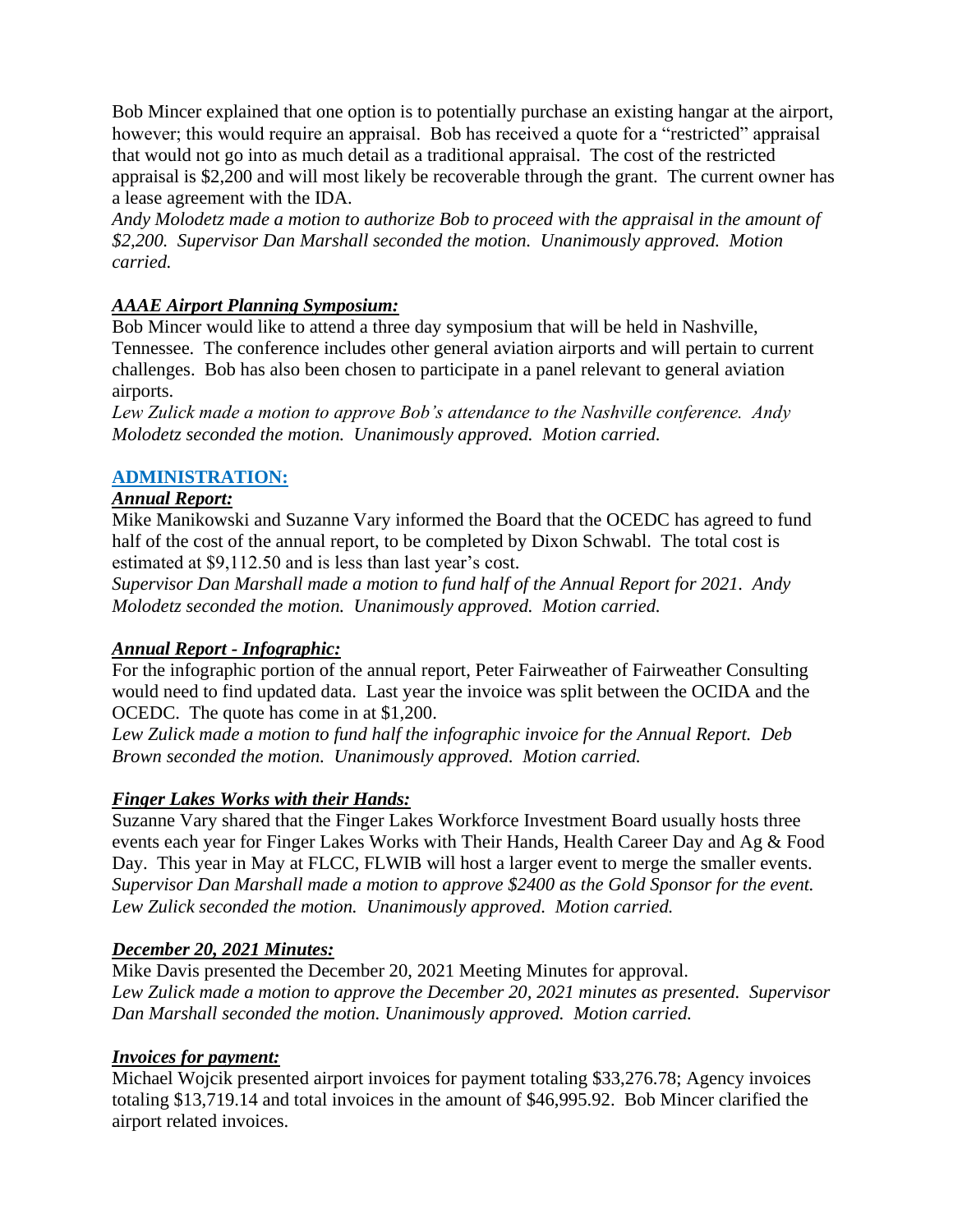Bob Mincer explained that one option is to potentially purchase an existing hangar at the airport, however; this would require an appraisal. Bob has received a quote for a "restricted" appraisal that would not go into as much detail as a traditional appraisal. The cost of the restricted appraisal is $2,200 and will most likely be recoverable through the grant. The current owner has a lease agreement with the IDA.

*Andy Molodetz made a motion to authorize Bob to proceed with the appraisal in the amount of $2,200. Supervisor Dan Marshall seconded the motion. Unanimously approved. Motion carried.*

***AAAE Airport Planning Symposium:***

Bob Mincer would like to attend a three day symposium that will be held in Nashville, Tennessee. The conference includes other general aviation airports and will pertain to current challenges. Bob has also been chosen to participate in a panel relevant to general aviation airports.

*Lew Zulick made a motion to approve Bob's attendance to the Nashville conference. Andy Molodetz seconded the motion. Unanimously approved. Motion carried.*

## ADMINISTRATION:

***Annual Report:***

Mike Manikowski and Suzanne Vary informed the Board that the OCEDC has agreed to fund half of the cost of the annual report, to be completed by Dixon Schwabl. The total cost is estimated at $9,112.50 and is less than last year's cost.

*Supervisor Dan Marshall made a motion to fund half of the Annual Report for 2021. Andy Molodetz seconded the motion. Unanimously approved. Motion carried.*

***Annual Report - Infographic:***

For the infographic portion of the annual report, Peter Fairweather of Fairweather Consulting would need to find updated data. Last year the invoice was split between the OCIDA and the OCEDC. The quote has come in at $1,200.

*Lew Zulick made a motion to fund half the infographic invoice for the Annual Report. Deb Brown seconded the motion. Unanimously approved. Motion carried.*

***Finger Lakes Works with their Hands:***

Suzanne Vary shared that the Finger Lakes Workforce Investment Board usually hosts three events each year for Finger Lakes Works with Their Hands, Health Career Day and Ag & Food Day. This year in May at FLCC, FLWIB will host a larger event to merge the smaller events.

*Supervisor Dan Marshall made a motion to approve $2400 as the Gold Sponsor for the event. Lew Zulick seconded the motion. Unanimously approved. Motion carried.*

***December 20, 2021 Minutes:***

Mike Davis presented the December 20, 2021 Meeting Minutes for approval.

*Lew Zulick made a motion to approve the December 20, 2021 minutes as presented. Supervisor Dan Marshall seconded the motion. Unanimously approved. Motion carried.*

***Invoices for payment:***

Michael Wojcik presented airport invoices for payment totaling $33,276.78; Agency invoices totaling $13,719.14 and total invoices in the amount of $46,995.92. Bob Mincer clarified the airport related invoices.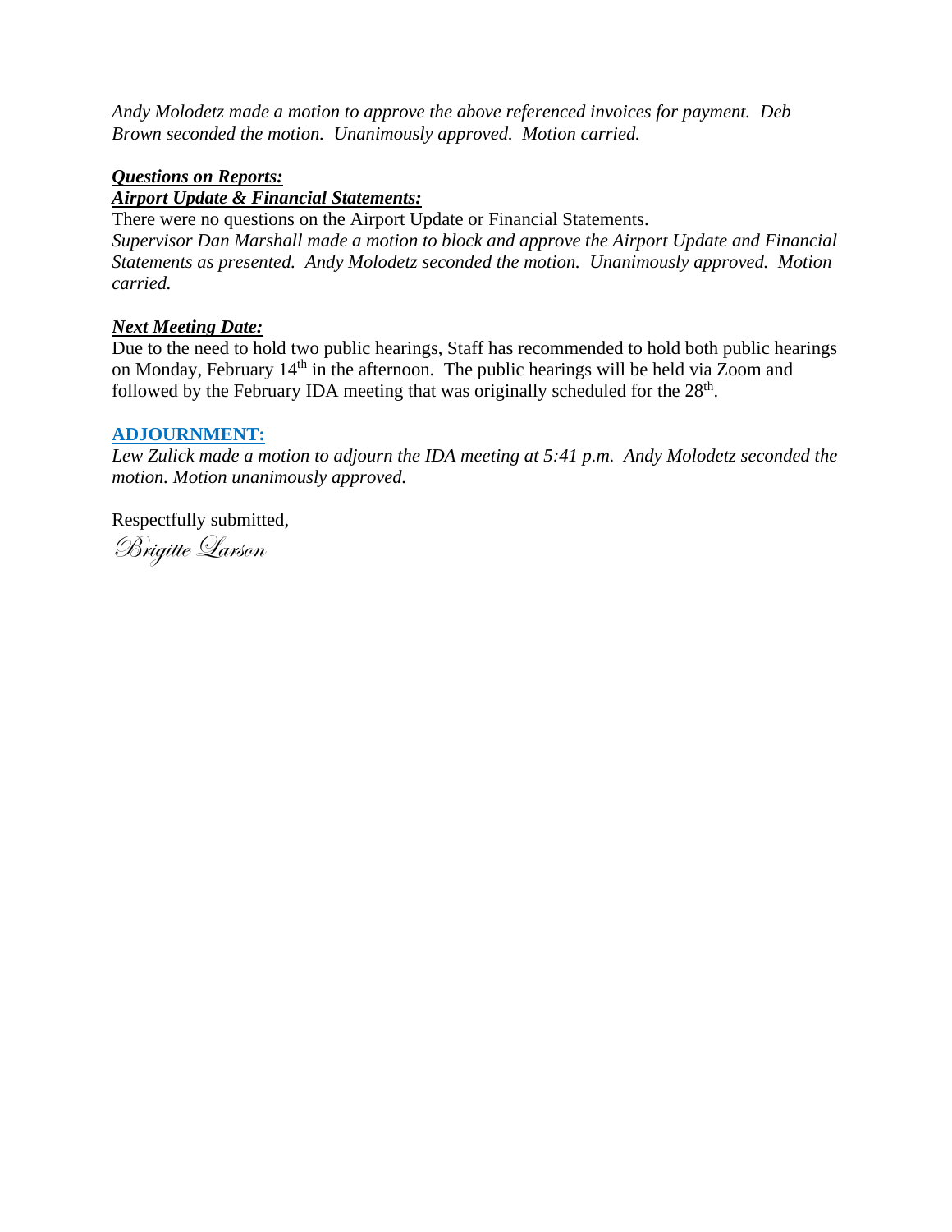*Andy Molodetz made a motion to approve the above referenced invoices for payment. Deb Brown seconded the motion. Unanimously approved. Motion carried.*

***Questions on Reports:***

***Airport Update & Financial Statements:***

There were no questions on the Airport Update or Financial Statements.

*Supervisor Dan Marshall made a motion to block and approve the Airport Update and Financial Statements as presented. Andy Molodetz seconded the motion. Unanimously approved. Motion carried.*

***Next Meeting Date:***

Due to the need to hold two public hearings, Staff has recommended to hold both public hearings on Monday, February 14th in the afternoon. The public hearings will be held via Zoom and followed by the February IDA meeting that was originally scheduled for the 28th.

**ADJOURNMENT:**

*Lew Zulick made a motion to adjourn the IDA meeting at 5:41 p.m. Andy Molodetz seconded the motion. Motion unanimously approved.*

Respectfully submitted,

*Brigitte Larson*